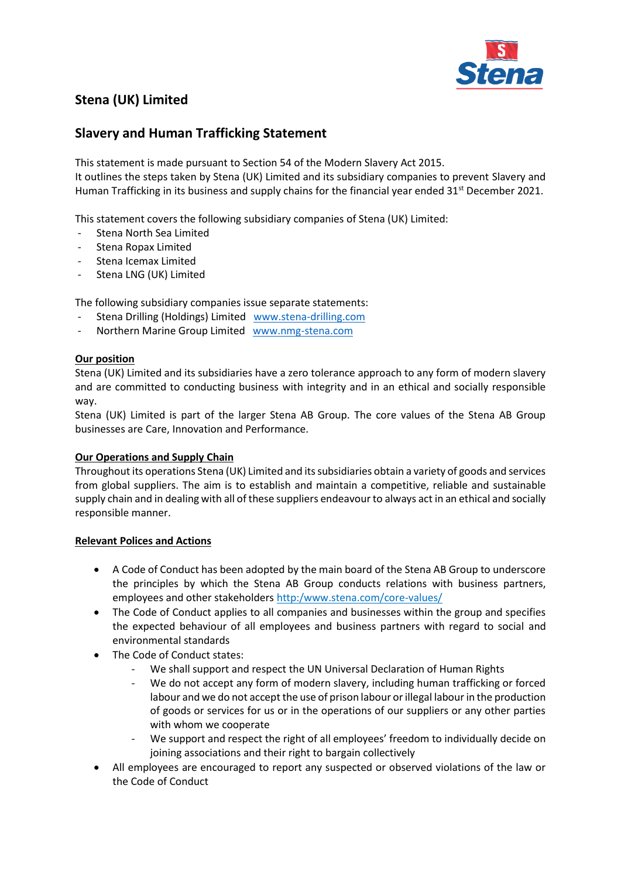# Stena (UK) Limited

## Slavery and Human Trafficking Statement

This statement is made pursuant to Section 54 of the Modern Slavery Act 2015.
It outlines the steps taken by Stena (UK) Limited and its subsidiary companies to prevent Slavery and Human Trafficking in its business and supply chains for the financial year ended 31st December 2021.

This statement covers the following subsidiary companies of Stena (UK) Limited:

- Stena North Sea Limited
- Stena Ropax Limited
- Stena Icemax Limited
- Stena LNG (UK) Limited

The following subsidiary companies issue separate statements:

- Stena Drilling (Holdings) Limited www.stena-drilling.com
- Northern Marine Group Limited www.nmg-stena.com

**Our position**

Stena (UK) Limited and its subsidiaries have a zero tolerance approach to any form of modern slavery and are committed to conducting business with integrity and in an ethical and socially responsible way.
Stena (UK) Limited is part of the larger Stena AB Group. The core values of the Stena AB Group businesses are Care, Innovation and Performance.

**Our Operations and Supply Chain**

Throughout its operations Stena (UK) Limited and its subsidiaries obtain a variety of goods and services from global suppliers. The aim is to establish and maintain a competitive, reliable and sustainable supply chain and in dealing with all of these suppliers endeavour to always act in an ethical and socially responsible manner.

**Relevant Polices and Actions**

- A Code of Conduct has been adopted by the main board of the Stena AB Group to underscore the principles by which the Stena AB Group conducts relations with business partners, employees and other stakeholders http:/www.stena.com/core-values/
- The Code of Conduct applies to all companies and businesses within the group and specifies the expected behaviour of all employees and business partners with regard to social and environmental standards
- The Code of Conduct states:
  - We shall support and respect the UN Universal Declaration of Human Rights
  - We do not accept any form of modern slavery, including human trafficking or forced labour and we do not accept the use of prison labour or illegal labour in the production of goods or services for us or in the operations of our suppliers or any other parties with whom we cooperate
  - We support and respect the right of all employees' freedom to individually decide on joining associations and their right to bargain collectively
- All employees are encouraged to report any suspected or observed violations of the law or the Code of Conduct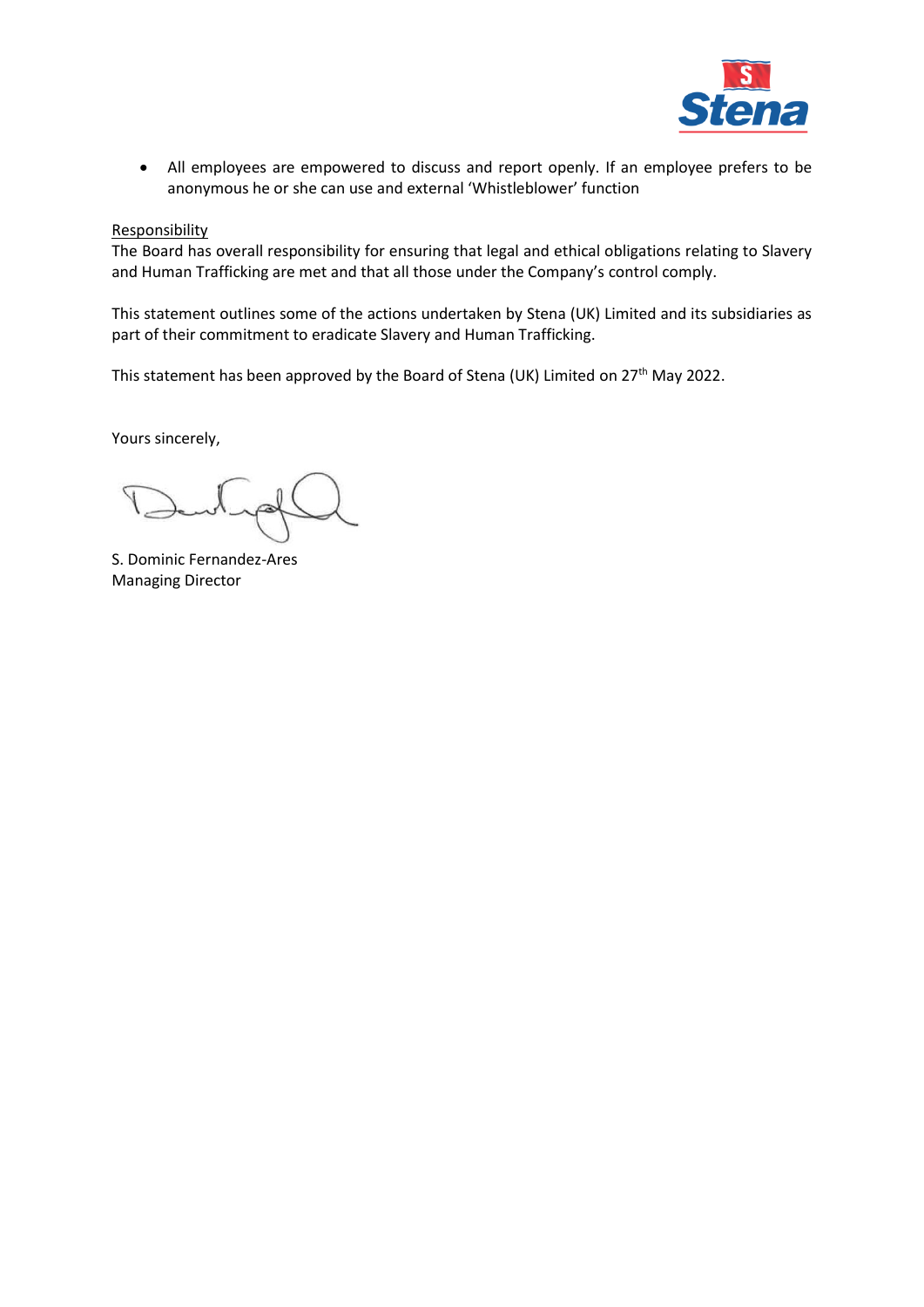- All employees are empowered to discuss and report openly. If an employee prefers to be anonymous he or she can use and external 'Whistleblower' function

Responsibility

The Board has overall responsibility for ensuring that legal and ethical obligations relating to Slavery and Human Trafficking are met and that all those under the Company's control comply.

This statement outlines some of the actions undertaken by Stena (UK) Limited and its subsidiaries as part of their commitment to eradicate Slavery and Human Trafficking.

This statement has been approved by the Board of Stena (UK) Limited on 27th May 2022.

Yours sincerely,

S. Dominic Fernandez-Ares
Managing Director